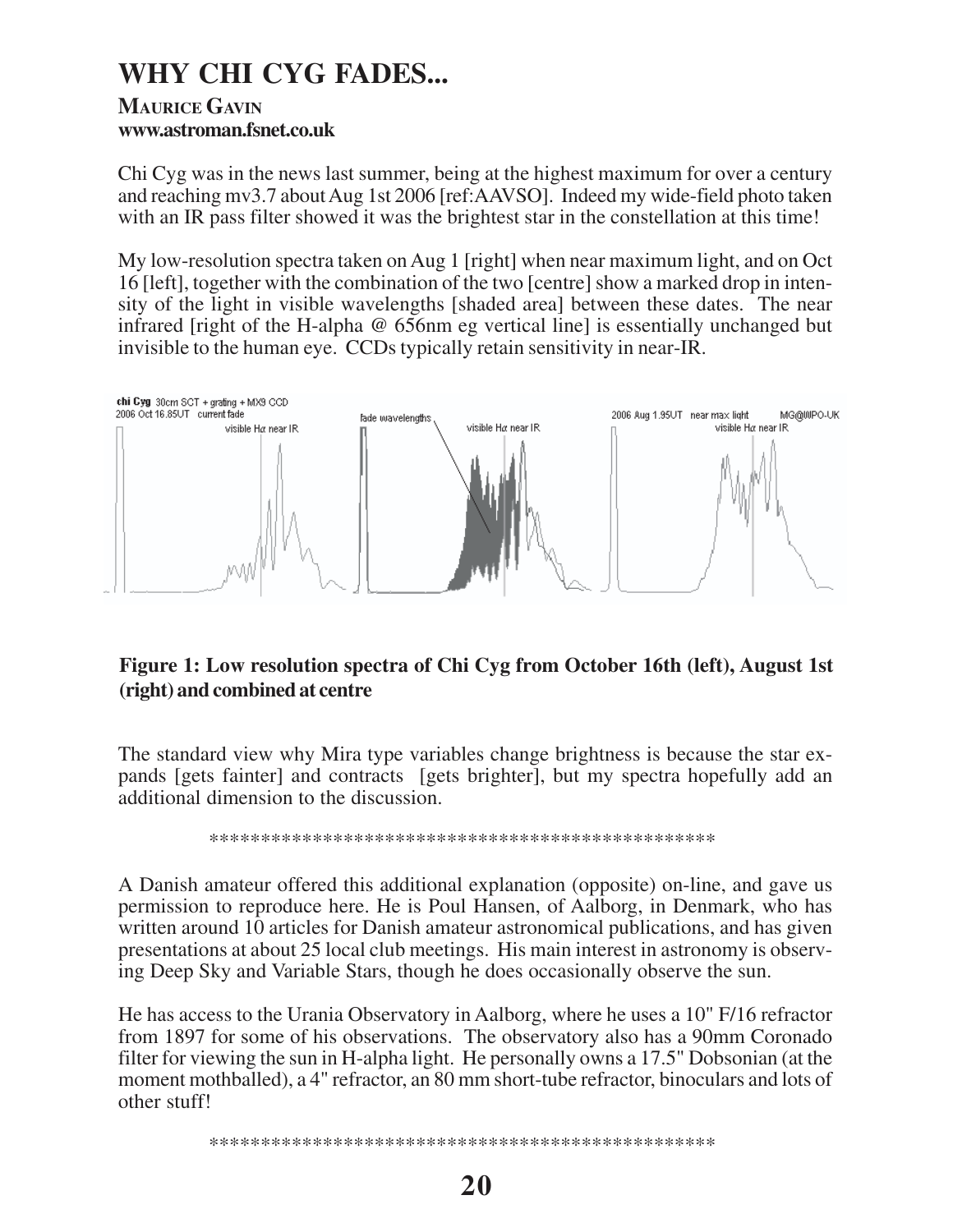# WHY CHI CYG FADES...

**MAURICE GAVIN**
**www.astroman.fsnet.co.uk**

Chi Cyg was in the news last summer, being at the highest maximum for over a century and reaching mv3.7 about Aug 1st 2006 [ref:AAVSO]. Indeed my wide-field photo taken with an IR pass filter showed it was the brightest star in the constellation at this time!

My low-resolution spectra taken on Aug 1 [right] when near maximum light, and on Oct 16 [left], together with the combination of the two [centre] show a marked drop in intensity of the light in visible wavelengths [shaded area] between these dates. The near infrared [right of the H-alpha @ 656nm eg vertical line] is essentially unchanged but invisible to the human eye. CCDs typically retain sensitivity in near-IR.

**Figure 1: Low resolution spectra of Chi Cyg from October 16th (left), August 1st (right) and combined at centre**

The standard view why Mira type variables change brightness is because the star expands [gets fainter] and contracts [gets brighter], but my spectra hopefully add an additional dimension to the discussion.

\*\*\*\*\*\*\*\*\*\*\*\*\*\*\*\*\*\*\*\*\*\*\*\*\*\*\*\*\*\*\*\*\*\*\*\*\*\*\*\*\*\*\*\*\*\*\*\*

A Danish amateur offered this additional explanation (opposite) on-line, and gave us permission to reproduce here. He is Poul Hansen, of Aalborg, in Denmark, who has written around 10 articles for Danish amateur astronomical publications, and has given presentations at about 25 local club meetings. His main interest in astronomy is observing Deep Sky and Variable Stars, though he does occasionally observe the sun.

He has access to the Urania Observatory in Aalborg, where he uses a 10" F/16 refractor from 1897 for some of his observations. The observatory also has a 90mm Coronado filter for viewing the sun in H-alpha light. He personally owns a 17.5" Dobsonian (at the moment mothballed), a 4" refractor, an 80 mm short-tube refractor, binoculars and lots of other stuff!

\*\*\*\*\*\*\*\*\*\*\*\*\*\*\*\*\*\*\*\*\*\*\*\*\*\*\*\*\*\*\*\*\*\*\*\*\*\*\*\*\*\*\*\*\*\*\*\*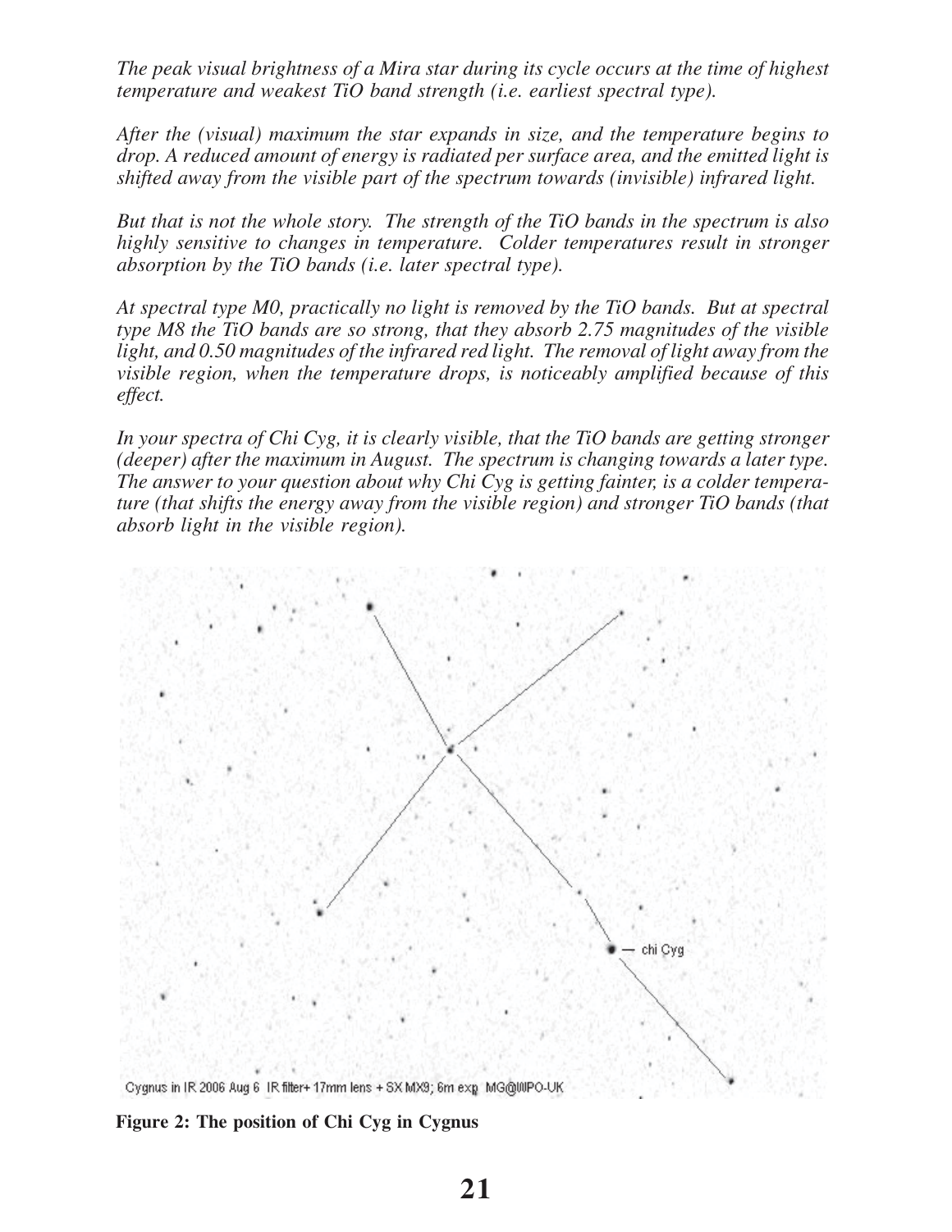*The peak visual brightness of a Mira star during its cycle occurs at the time of highest temperature and weakest TiO band strength (i.e. earliest spectral type).*

*After the (visual) maximum the star expands in size, and the temperature begins to drop. A reduced amount of energy is radiated per surface area, and the emitted light is shifted away from the visible part of the spectrum towards (invisible) infrared light.*

*But that is not the whole story. The strength of the TiO bands in the spectrum is also highly sensitive to changes in temperature. Colder temperatures result in stronger absorption by the TiO bands (i.e. later spectral type).*

*At spectral type M0, practically no light is removed by the TiO bands. But at spectral type M8 the TiO bands are so strong, that they absorb 2.75 magnitudes of the visible light, and 0.50 magnitudes of the infrared red light. The removal of light away from the visible region, when the temperature drops, is noticeably amplified because of this effect.*

*In your spectra of Chi Cyg, it is clearly visible, that the TiO bands are getting stronger (deeper) after the maximum in August. The spectrum is changing towards a later type. The answer to your question about why Chi Cyg is getting fainter, is a colder temperature (that shifts the energy away from the visible region) and stronger TiO bands (that absorb light in the visible region).*

chi Cyg

Cygnus in IR 2006 Aug 6 IR filter+ 17mm lens + SX MX9; 6m exp MG@WPO-UK

**Figure 2: The position of Chi Cyg in Cygnus**